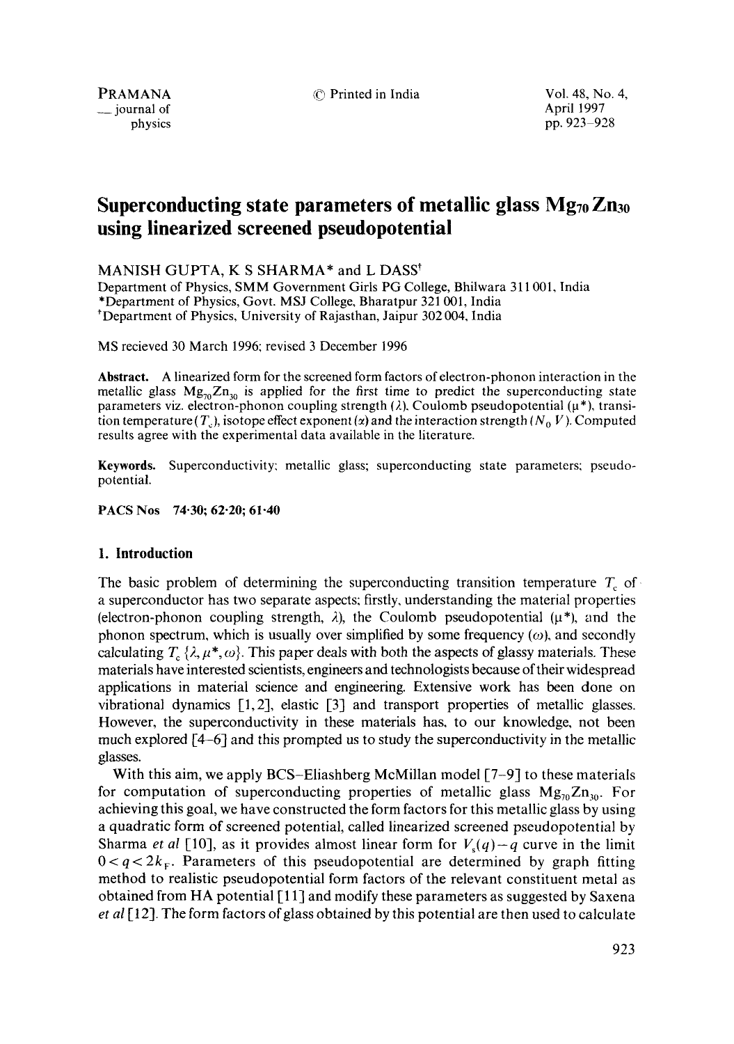# Superconducting state parameters of metallic glass $Mg_{70}Zn_{30}$ using linearized screened pseudopotential

MANISH GUPTA, K S SHARMA* and L DASS[†]

Department of Physics, SMM Government Girls PG College, Bhilwara 311 001, India
*Department of Physics, Govt. MSJ College, Bharatpur 321 001, India
[†]Department of Physics, University of Rajasthan, Jaipur 302 004, India

MS recieved 30 March 1996; revised 3 December 1996

**Abstract.** A linearized form for the screened form factors of electron-phonon interaction in the metallic glass $Mg_{70}Zn_{30}$ is applied for the first time to predict the superconducting state parameters viz. electron-phonon coupling strength ($\lambda$), Coulomb pseudopotential ($\mu^*$), transition temperature ($T_c$), isotope effect exponent ($\alpha$) and the interaction strength ($N_0 V$). Computed results agree with the experimental data available in the literature.

**Keywords.** Superconductivity; metallic glass; superconducting state parameters; pseudopotential.

**PACS Nos** 74·30; 62·20; 61·40

## 1. Introduction

The basic problem of determining the superconducting transition temperature $T_c$ of a superconductor has two separate aspects; firstly, understanding the material properties (electron-phonon coupling strength, $\lambda$), the Coulomb pseudopotential ($\mu^*$), and the phonon spectrum, which is usually over simplified by some frequency ($\omega$), and secondly calculating $T_c\{\lambda, \mu^*, \omega\}$. This paper deals with both the aspects of glassy materials. These materials have interested scientists, engineers and technologists because of their widespread applications in material science and engineering. Extensive work has been done on vibrational dynamics [1, 2], elastic [3] and transport properties of metallic glasses. However, the superconductivity in these materials has, to our knowledge, not been much explored [4–6] and this prompted us to study the superconductivity in the metallic glasses.

With this aim, we apply BCS–Eliashberg McMillan model [7–9] to these materials for computation of superconducting properties of metallic glass $Mg_{70}Zn_{30}$. For achieving this goal, we have constructed the form factors for this metallic glass by using a quadratic form of screened potential, called linearized screened pseudopotential by Sharma *et al* [10], as it provides almost linear form for $V_s(q) - q$ curve in the limit $0 < q < 2k_F$. Parameters of this pseudopotential are determined by graph fitting method to realistic pseudopotential form factors of the relevant constituent metal as obtained from HA potential [11] and modify these parameters as suggested by Saxena *et al* [12]. The form factors of glass obtained by this potential are then used to calculate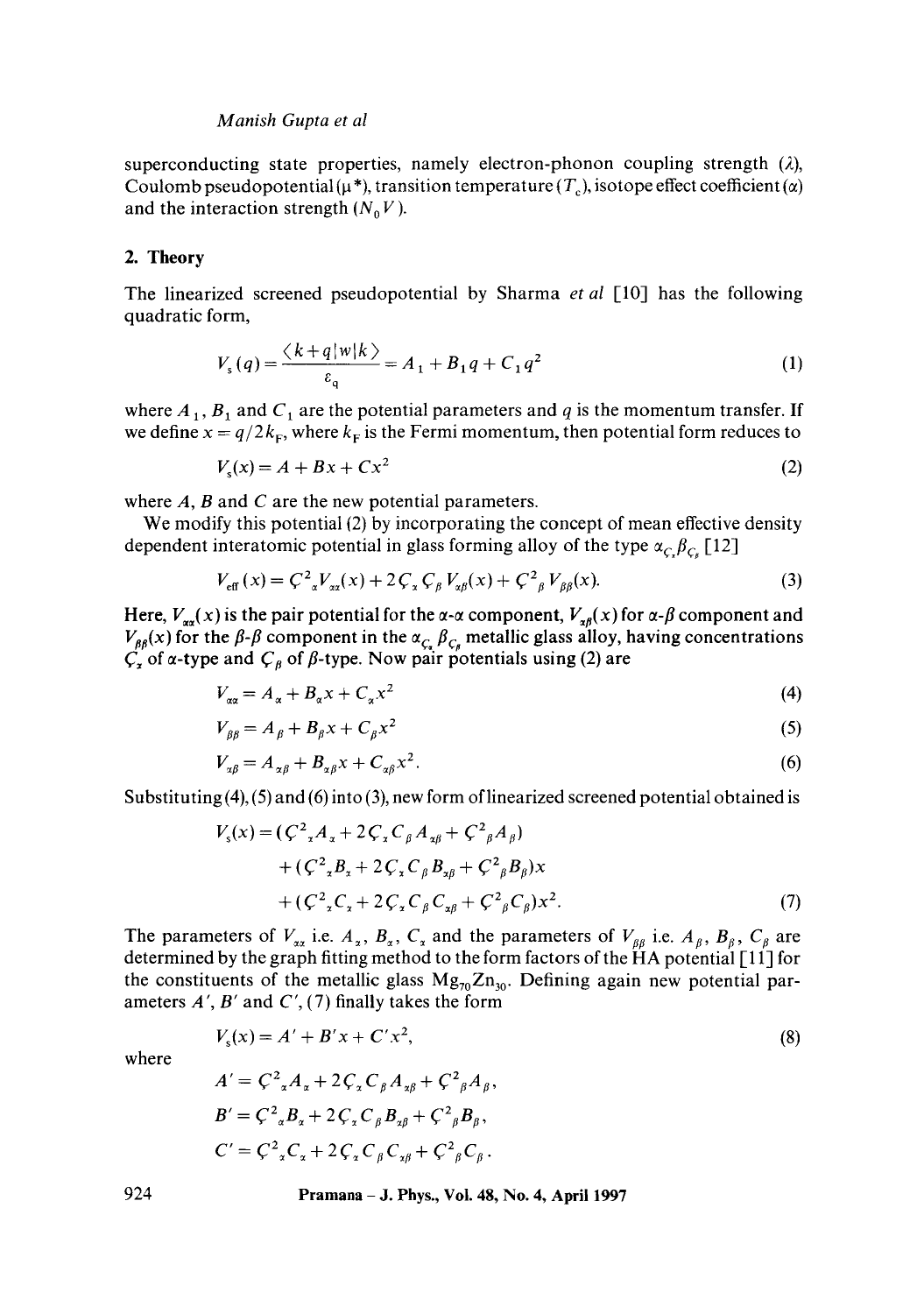superconducting state properties, namely electron-phonon coupling strength ($\lambda$), Coulomb pseudopotential ($\mu^*$), transition temperature ($T_c$), isotope effect coefficient ($\alpha$) and the interaction strength ($N_0 V$).

## 2. Theory

The linearized screened pseudopotential by Sharma *et al* [10] has the following quadratic form,

$$V_s(q) = \frac{\langle k+q|w|k\rangle}{\varepsilon_q} = A_1 + B_1 q + C_1 q^2 \tag{1}$$

where $A_1$, $B_1$ and $C_1$ are the potential parameters and $q$ is the momentum transfer. If we define $x = q/2k_F$, where $k_F$ is the Fermi momentum, then potential form reduces to

$$V_s(x) = A + Bx + Cx^2 \tag{2}$$

where $A$, $B$ and $C$ are the new potential parameters.

We modify this potential (2) by incorporating the concept of mean effective density dependent interatomic potential in glass forming alloy of the type $\alpha_{\varsigma_\alpha}\beta_{\varsigma_\beta}$ [12]

$$V_{\text{eff}}(x) = \varsigma^2_\alpha V_{\alpha\alpha}(x) + 2\varsigma_\alpha \varsigma_\beta V_{\alpha\beta}(x) + \varsigma^2_\beta V_{\beta\beta}(x). \tag{3}$$

Here, $V_{\alpha\alpha}(x)$ is the pair potential for the $\alpha$-$\alpha$ component, $V_{\alpha\beta}(x)$ for $\alpha$-$\beta$ component and $V_{\beta\beta}(x)$ for the $\beta$-$\beta$ component in the $\alpha_{\varsigma_\alpha}\beta_{\varsigma_\beta}$ metallic glass alloy, having concentrations $\varsigma_\alpha$ of $\alpha$-type and $\varsigma_\beta$ of $\beta$-type. Now pair potentials using (2) are

$$V_{\alpha\alpha} = A_\alpha + B_\alpha x + C_\alpha x^2 \tag{4}$$

$$V_{\beta\beta} = A_\beta + B_\beta x + C_\beta x^2 \tag{5}$$

$$V_{\alpha\beta} = A_{\alpha\beta} + B_{\alpha\beta} x + C_{\alpha\beta} x^2. \tag{6}$$

Substituting (4), (5) and (6) into (3), new form of linearized screened potential obtained is

$$\begin{aligned} V_s(x) = {} & (\varsigma^2_\alpha A_\alpha + 2\varsigma_\alpha \varsigma_\beta A_{\alpha\beta} + \varsigma^2_\beta A_\beta) \\ & + (\varsigma^2_\alpha B_\alpha + 2\varsigma_\alpha \varsigma_\beta B_{\alpha\beta} + \varsigma^2_\beta B_\beta)x \\ & + (\varsigma^2_\alpha C_\alpha + 2\varsigma_\alpha \varsigma_\beta C_{\alpha\beta} + \varsigma^2_\beta C_\beta)x^2. \end{aligned} \tag{7}$$

The parameters of $V_{\alpha\alpha}$ i.e. $A_\alpha$, $B_\alpha$, $C_\alpha$ and the parameters of $V_{\beta\beta}$ i.e. $A_\beta$, $B_\beta$, $C_\beta$ are determined by the graph fitting method to the form factors of the HA potential [11] for the constituents of the metallic glass $Mg_{70}Zn_{30}$. Defining again new potential parameters $A'$, $B'$ and $C'$, (7) finally takes the form

$$V_s(x) = A' + B'x + C'x^2, \tag{8}$$

where

$$A' = \varsigma^2_\alpha A_\alpha + 2\varsigma_\alpha \varsigma_\beta A_{\alpha\beta} + \varsigma^2_\beta A_\beta,$$

$$B' = \varsigma^2_\alpha B_\alpha + 2\varsigma_\alpha \varsigma_\beta B_{\alpha\beta} + \varsigma^2_\beta B_\beta,$$

$$C' = \varsigma^2_\alpha C_\alpha + 2\varsigma_\alpha \varsigma_\beta C_{\alpha\beta} + \varsigma^2_\beta C_\beta.$$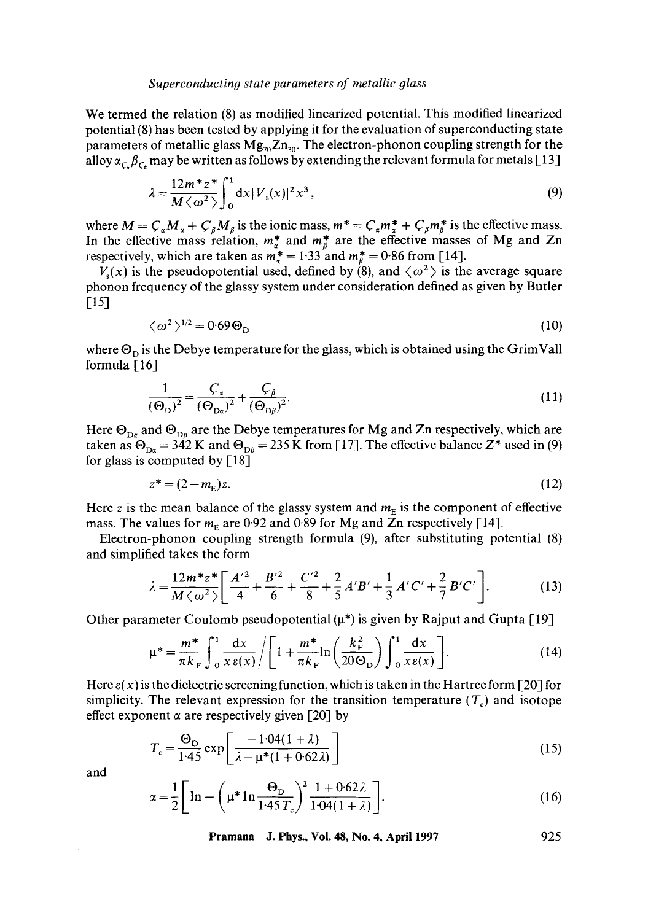We termed the relation (8) as modified linearized potential. This modified linearized potential (8) has been tested by applying it for the evaluation of superconducting state parameters of metallic glass $Mg_{70}Zn_{30}$. The electron-phonon coupling strength for the alloy $\alpha_{C_\alpha}\beta_{C_\beta}$ may be written as follows by extending the relevant formula for metals [13]

$$\lambda = \frac{12m^* z^*}{M\langle \omega^2 \rangle} \int_0^1 dx |V_s(x)|^2 x^3, \tag{9}$$

where $M = C_\alpha M_\alpha + C_\beta M_\beta$ is the ionic mass, $m^* = C_\alpha m_\alpha^* + C_\beta m_\beta^*$ is the effective mass. In the effective mass relation, $m_\alpha^*$ and $m_\beta^*$ are the effective masses of Mg and Zn respectively, which are taken as $m_\alpha^* = 1{\cdot}33$ and $m_\beta^* = 0{\cdot}86$ from [14].

$V_s(x)$ is the pseudopotential used, defined by (8), and $\langle \omega^2 \rangle$ is the average square phonon frequency of the glassy system under consideration defined as given by Butler [15]

$$\langle \omega^2 \rangle^{1/2} = 0{\cdot}69\Theta_D \tag{10}$$

where $\Theta_D$ is the Debye temperature for the glass, which is obtained using the GrimVall formula [16]

$$\frac{1}{(\Theta_D)^2} = \frac{C_\alpha}{(\Theta_{D\alpha})^2} + \frac{C_\beta}{(\Theta_{D\beta})^2}. \tag{11}$$

Here $\Theta_{D\alpha}$ and $\Theta_{D\beta}$ are the Debye temperatures for Mg and Zn respectively, which are taken as $\Theta_{D\alpha} = 342$ K and $\Theta_{D\beta} = 235$ K from [17]. The effective balance $Z^*$ used in (9) for glass is computed by [18]

$$z^* = (2 - m_E)z. \tag{12}$$

Here $z$ is the mean balance of the glassy system and $m_E$ is the component of effective mass. The values for $m_E$ are 0·92 and 0·89 for Mg and Zn respectively [14].

Electron-phonon coupling strength formula (9), after substituting potential (8) and simplified takes the form

$$\lambda = \frac{12m^* z^*}{M\langle \omega^2 \rangle}\left[\frac{A'^2}{4} + \frac{B'^2}{6} + \frac{C'^2}{8} + \frac{2}{5}A'B' + \frac{1}{3}A'C' + \frac{2}{7}B'C'\right]. \tag{13}$$

Other parameter Coulomb pseudopotential ($\mu^*$) is given by Rajput and Gupta [19]

$$\mu^* = \frac{m^*}{\pi k_F}\int_0^1 \frac{dx}{x\varepsilon(x)} \Bigg/ \left[1 + \frac{m^*}{\pi k_F}\ln\left(\frac{k_F^2}{20\Theta_D}\right)\int_0^1 \frac{dx}{x\varepsilon(x)}\right]. \tag{14}$$

Here $\varepsilon(x)$ is the dielectric screening function, which is taken in the Hartree form [20] for simplicity. The relevant expression for the transition temperature ($T_c$) and isotope effect exponent $\alpha$ are respectively given [20] by

$$T_c = \frac{\Theta_D}{1{\cdot}45}\exp\left[\frac{-1{\cdot}04(1+\lambda)}{\lambda - \mu^*(1 + 0{\cdot}62\lambda)}\right] \tag{15}$$

and

$$\alpha = \frac{1}{2}\left[\ln - \left(\mu^* \ln\frac{\Theta_D}{1{\cdot}45T_c}\right)^2 \frac{1 + 0{\cdot}62\lambda}{1{\cdot}04(1+\lambda)}\right]. \tag{16}$$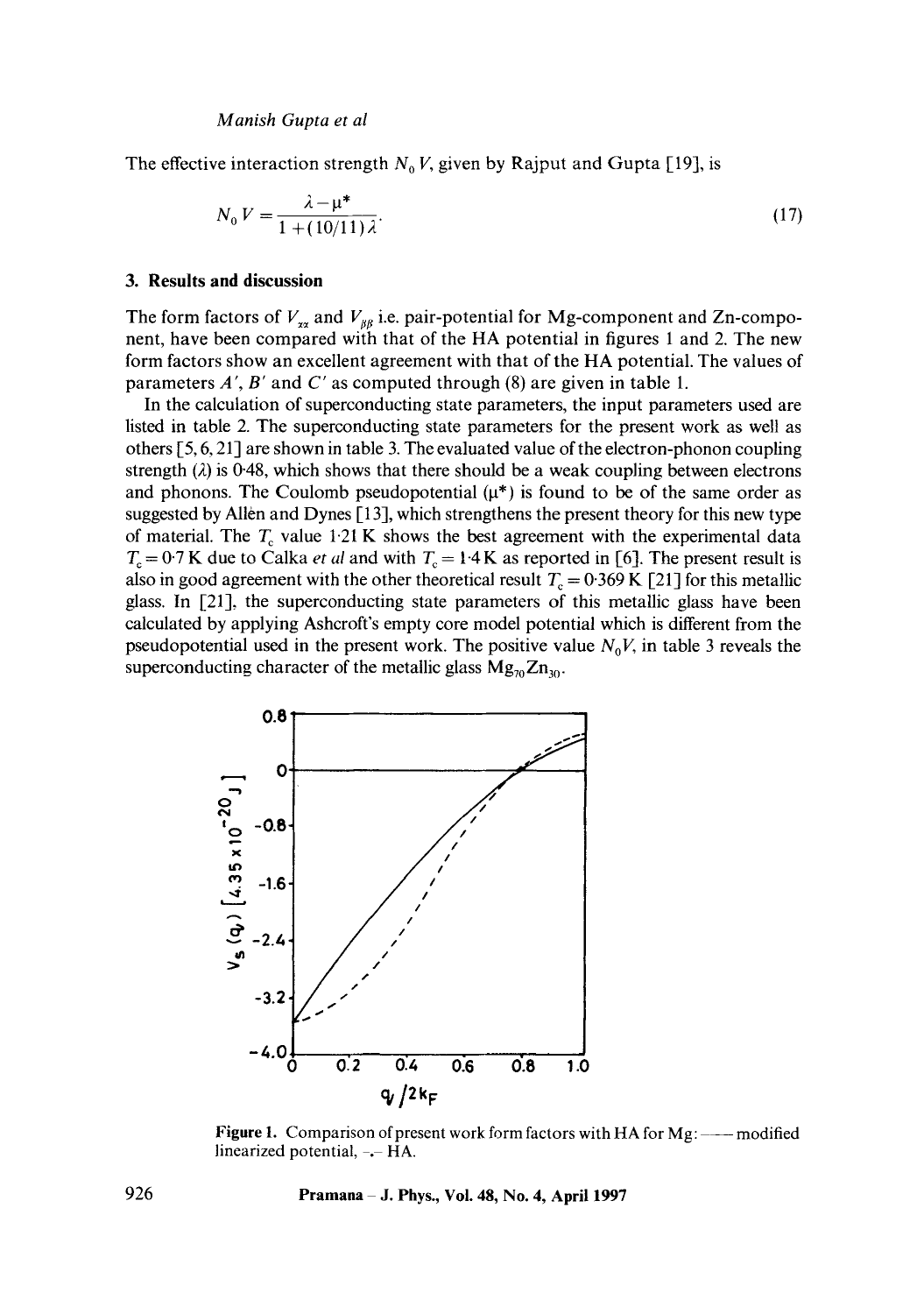The effective interaction strength $N_0 V$, given by Rajput and Gupta [19], is

$$N_0 V = \frac{\lambda - \mu^*}{1 + (10/11)\lambda}. \tag{17}$$

### 3. Results and discussion

The form factors of $V_{\alpha\alpha}$ and $V_{\beta\beta}$ i.e. pair-potential for Mg-component and Zn-component, have been compared with that of the HA potential in figures 1 and 2. The new form factors show an excellent agreement with that of the HA potential. The values of parameters $A'$, $B'$ and $C'$ as computed through (8) are given in table 1.

In the calculation of superconducting state parameters, the input parameters used are listed in table 2. The superconducting state parameters for the present work as well as others [5, 6, 21] are shown in table 3. The evaluated value of the electron-phonon coupling strength ($\lambda$) is 0·48, which shows that there should be a weak coupling between electrons and phonons. The Coulomb pseudopotential ($\mu^*$) is found to be of the same order as suggested by Allen and Dynes [13], which strengthens the present theory for this new type of material. The $T_c$ value 1·21 K shows the best agreement with the experimental data $T_c = 0{\cdot}7$ K due to Calka *et al* and with $T_c = 1{\cdot}4$ K as reported in [6]. The present result is also in good agreement with the other theoretical result $T_c = 0{\cdot}369$ K [21] for this metallic glass. In [21], the superconducting state parameters of this metallic glass have been calculated by applying Ashcroft's empty core model potential which is different from the pseudopotential used in the present work. The positive value $N_0 V$, in table 3 reveals the superconducting character of the metallic glass $Mg_{70}Zn_{30}$.

**Figure 1.** Comparison of present work form factors with HA for Mg: —— modified linearized potential, -.- HA.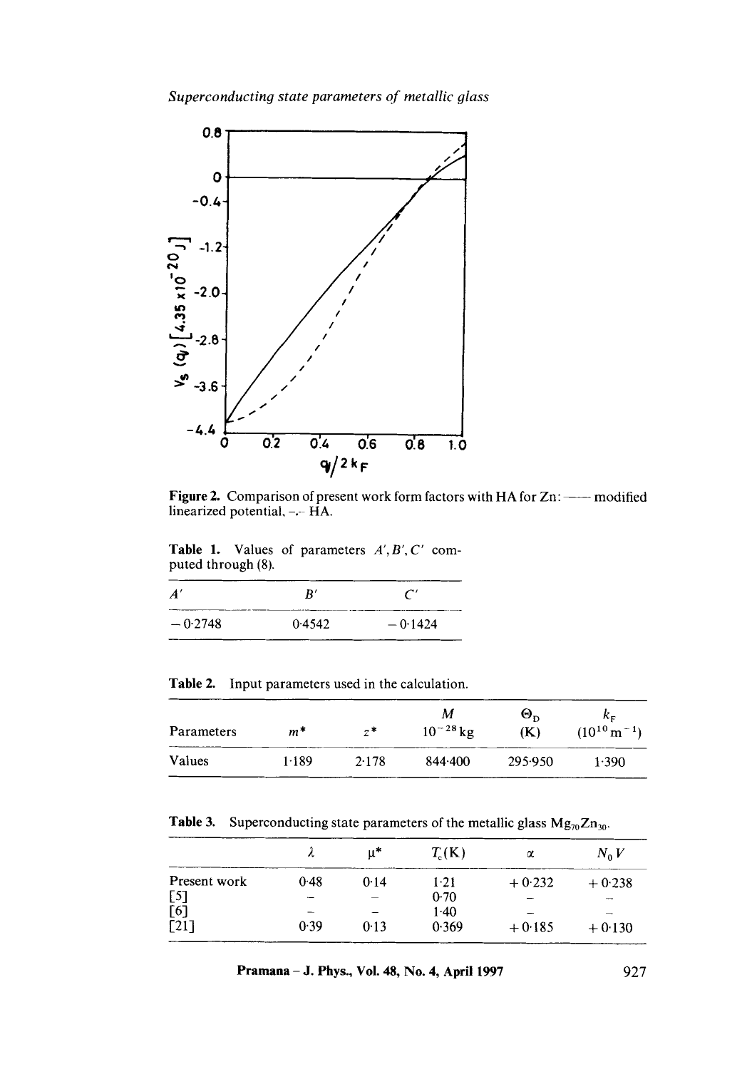Figure 2. Comparison of present work form factors with HA for Zn: —— modified linearized potential, -.- HA.

Table 1. Values of parameters $A', B', C'$ computed through (8).

| $A'$ | $B'$ | $C'$ |
|---|---|---|
| $-0.2748$ | $0.4542$ | $-0.1424$ |

Table 2. Input parameters used in the calculation.

| Parameters | $m^*$ | $z^*$ | $M$ $10^{-28}$ kg | $\Theta_D$ (K) | $k_F$ $(10^{10}\,\mathrm{m}^{-1})$ |
|---|---|---|---|---|---|
| Values | 1.189 | 2.178 | 844.400 | 295.950 | 1.390 |

Table 3. Superconducting state parameters of the metallic glass $Mg_{70}Zn_{30}$.

| | $\lambda$ | $\mu^*$ | $T_c$(K) | $\alpha$ | $N_0 V$ |
|---|---|---|---|---|---|
| Present work | 0.48 | 0.14 | 1.21 | +0.232 | +0.238 |
| [5] | – | – | 0.70 | – | – |
| [6] | – | – | 1.40 | – | – |
| [21] | 0.39 | 0.13 | 0.369 | +0.185 | +0.130 |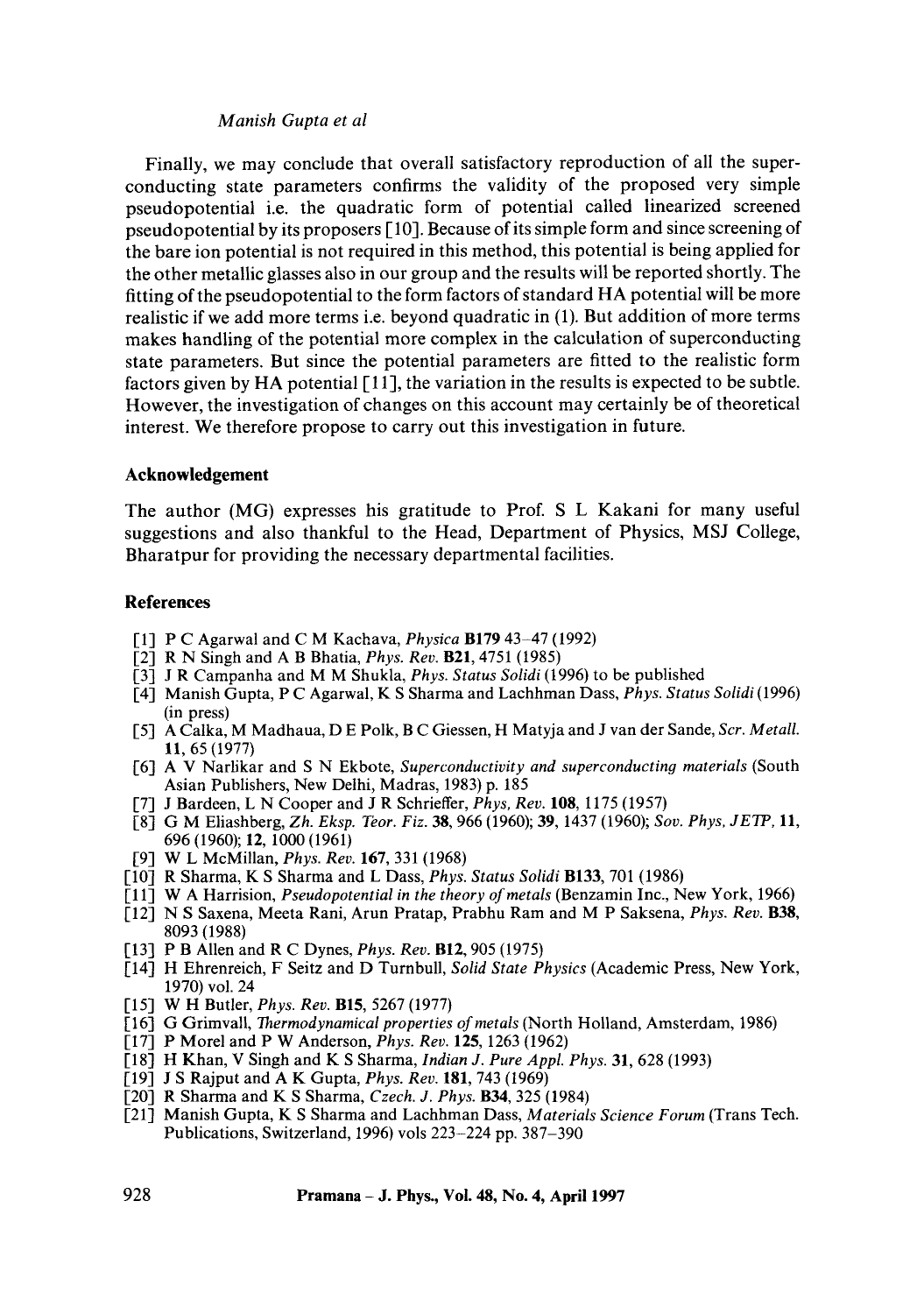Finally, we may conclude that overall satisfactory reproduction of all the superconducting state parameters confirms the validity of the proposed very simple pseudopotential i.e. the quadratic form of potential called linearized screened pseudopotential by its proposers [10]. Because of its simple form and since screening of the bare ion potential is not required in this method, this potential is being applied for the other metallic glasses also in our group and the results will be reported shortly. The fitting of the pseudopotential to the form factors of standard HA potential will be more realistic if we add more terms i.e. beyond quadratic in (1). But addition of more terms makes handling of the potential more complex in the calculation of superconducting state parameters. But since the potential parameters are fitted to the realistic form factors given by HA potential [11], the variation in the results is expected to be subtle. However, the investigation of changes on this account may certainly be of theoretical interest. We therefore propose to carry out this investigation in future.

## Acknowledgement

The author (MG) expresses his gratitude to Prof. S L Kakani for many useful suggestions and also thankful to the Head, Department of Physics, MSJ College, Bharatpur for providing the necessary departmental facilities.

## References

[1] P C Agarwal and C M Kachava, *Physica* **B179** 43–47 (1992)

[2] R N Singh and A B Bhatia, *Phys. Rev.* **B21**, 4751 (1985)

[3] J R Campanha and M M Shukla, *Phys. Status Solidi* (1996) to be published

[4] Manish Gupta, P C Agarwal, K S Sharma and Lachhman Dass, *Phys. Status Solidi* (1996) (in press)

[5] A Calka, M Madhaua, D E Polk, B C Giessen, H Matyja and J van der Sande, *Scr. Metall.* **11**, 65 (1977)

[6] A V Narlikar and S N Ekbote, *Superconductivity and superconducting materials* (South Asian Publishers, New Delhi, Madras, 1983) p. 185

[7] J Bardeen, L N Cooper and J R Schrieffer, *Phys, Rev.* **108**, 1175 (1957)

[8] G M Eliashberg, *Zh. Eksp. Teor. Fiz.* **38**, 966 (1960); **39**, 1437 (1960); *Sov. Phys, JETP*, **11**, 696 (1960); **12**, 1000 (1961)

[9] W L McMillan, *Phys. Rev.* **167**, 331 (1968)

[10] R Sharma, K S Sharma and L Dass, *Phys. Status Solidi* **B133**, 701 (1986)

[11] W A Harrision, *Pseudopotential in the theory of metals* (Benzamin Inc., New York, 1966)

[12] N S Saxena, Meeta Rani, Arun Pratap, Prabhu Ram and M P Saksena, *Phys. Rev.* **B38**, 8093 (1988)

[13] P B Allen and R C Dynes, *Phys. Rev.* **B12**, 905 (1975)

[14] H Ehrenreich, F Seitz and D Turnbull, *Solid State Physics* (Academic Press, New York, 1970) vol. 24

[15] W H Butler, *Phys. Rev.* **B15**, 5267 (1977)

[16] G Grimvall, *Thermodynamical properties of metals* (North Holland, Amsterdam, 1986)

[17] P Morel and P W Anderson, *Phys. Rev.* **125**, 1263 (1962)

[18] H Khan, V Singh and K S Sharma, *Indian J. Pure Appl. Phys.* **31**, 628 (1993)

[19] J S Rajput and A K Gupta, *Phys. Rev.* **181**, 743 (1969)

[20] R Sharma and K S Sharma, *Czech. J. Phys.* **B34**, 325 (1984)

[21] Manish Gupta, K S Sharma and Lachhman Dass, *Materials Science Forum* (Trans Tech. Publications, Switzerland, 1996) vols 223–224 pp. 387–390